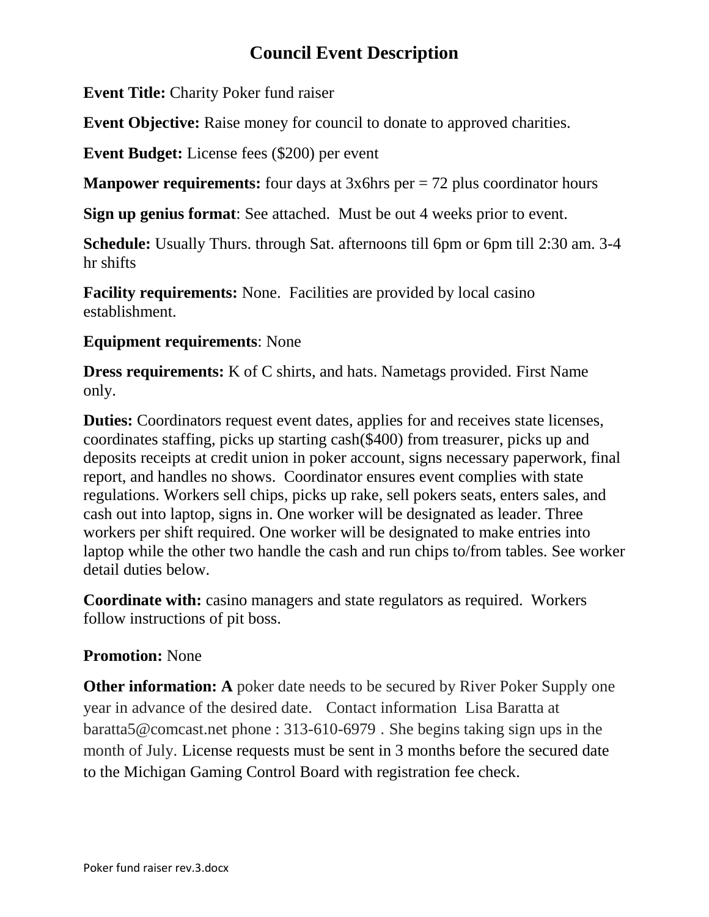# Council Event Description

**Event Title:** Charity Poker fund raiser

**Event Objective:** Raise money for council to donate to approved charities.

**Event Budget:** License fees ($200) per event

**Manpower requirements:** four days at 3x6hrs per = 72 plus coordinator hours

**Sign up genius format**: See attached. Must be out 4 weeks prior to event.

**Schedule:** Usually Thurs. through Sat. afternoons till 6pm or 6pm till 2:30 am. 3-4 hr shifts

**Facility requirements:** None. Facilities are provided by local casino establishment.

**Equipment requirements**: None

**Dress requirements:** K of C shirts, and hats. Nametags provided. First Name only.

**Duties:** Coordinators request event dates, applies for and receives state licenses, coordinates staffing, picks up starting cash($400) from treasurer, picks up and deposits receipts at credit union in poker account, signs necessary paperwork, final report, and handles no shows. Coordinator ensures event complies with state regulations. Workers sell chips, picks up rake, sell pokers seats, enters sales, and cash out into laptop, signs in. One worker will be designated as leader. Three workers per shift required. One worker will be designated to make entries into laptop while the other two handle the cash and run chips to/from tables. See worker detail duties below.

**Coordinate with:** casino managers and state regulators as required. Workers follow instructions of pit boss.

**Promotion:** None

**Other information: A** poker date needs to be secured by River Poker Supply one year in advance of the desired date. Contact information Lisa Baratta at baratta5@comcast.net phone : 313-610-6979 . She begins taking sign ups in the month of July. License requests must be sent in 3 months before the secured date to the Michigan Gaming Control Board with registration fee check.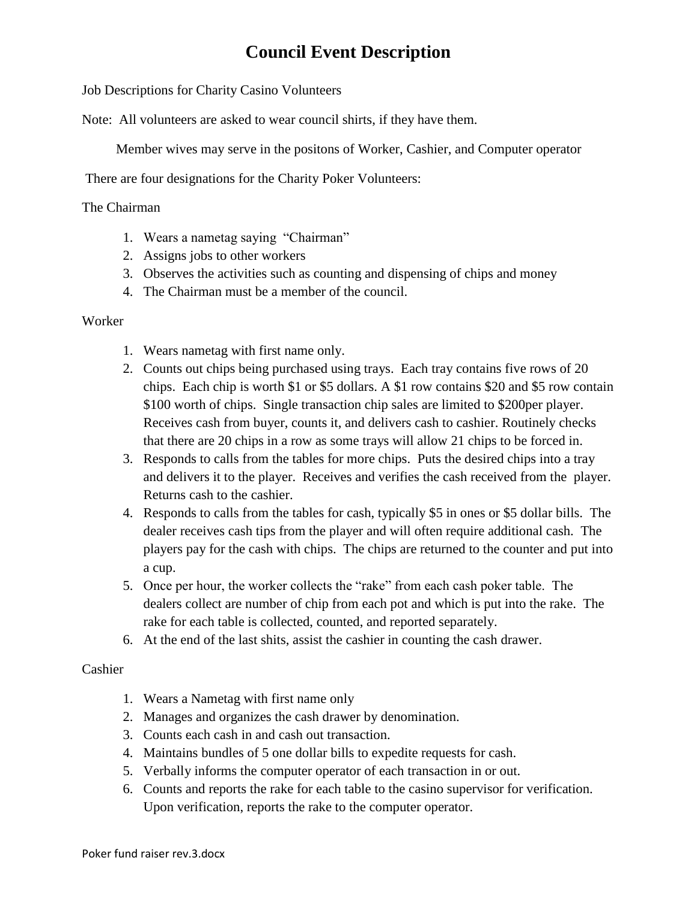# Council Event Description

Job Descriptions for Charity Casino Volunteers

Note: All volunteers are asked to wear council shirts, if they have them.

Member wives may serve in the positons of Worker, Cashier, and Computer operator

There are four designations for the Charity Poker Volunteers:

The Chairman

1. Wears a nametag saying "Chairman"
2. Assigns jobs to other workers
3. Observes the activities such as counting and dispensing of chips and money
4. The Chairman must be a member of the council.

Worker

1. Wears nametag with first name only.
2. Counts out chips being purchased using trays. Each tray contains five rows of 20 chips. Each chip is worth $1 or $5 dollars. A $1 row contains $20 and $5 row contain $100 worth of chips. Single transaction chip sales are limited to $200per player. Receives cash from buyer, counts it, and delivers cash to cashier. Routinely checks that there are 20 chips in a row as some trays will allow 21 chips to be forced in.
3. Responds to calls from the tables for more chips. Puts the desired chips into a tray and delivers it to the player. Receives and verifies the cash received from the player. Returns cash to the cashier.
4. Responds to calls from the tables for cash, typically $5 in ones or $5 dollar bills. The dealer receives cash tips from the player and will often require additional cash. The players pay for the cash with chips. The chips are returned to the counter and put into a cup.
5. Once per hour, the worker collects the "rake" from each cash poker table. The dealers collect are number of chip from each pot and which is put into the rake. The rake for each table is collected, counted, and reported separately.
6. At the end of the last shits, assist the cashier in counting the cash drawer.

Cashier

1. Wears a Nametag with first name only
2. Manages and organizes the cash drawer by denomination.
3. Counts each cash in and cash out transaction.
4. Maintains bundles of 5 one dollar bills to expedite requests for cash.
5. Verbally informs the computer operator of each transaction in or out.
6. Counts and reports the rake for each table to the casino supervisor for verification. Upon verification, reports the rake to the computer operator.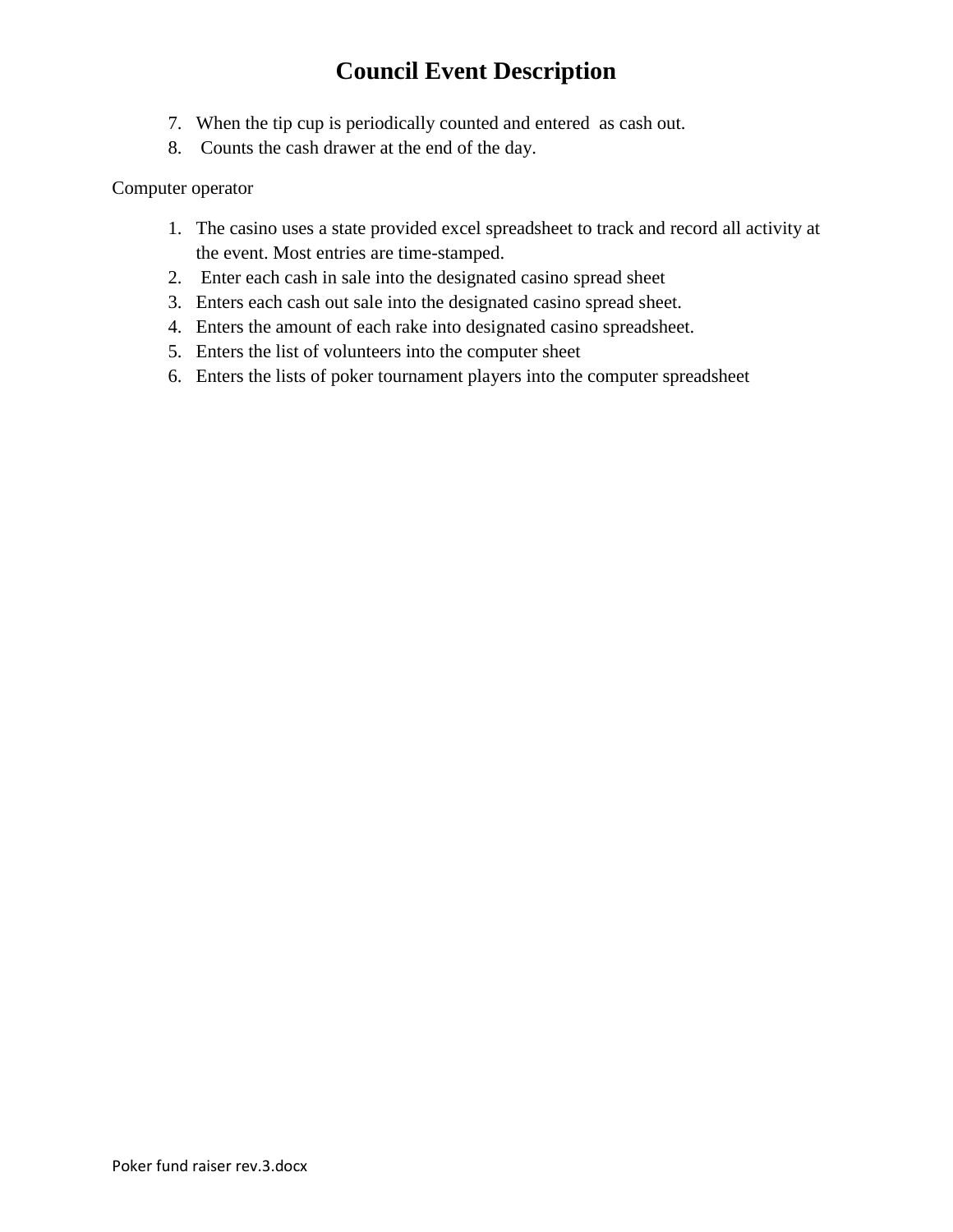# Council Event Description

7. When the tip cup is periodically counted and entered  as cash out.
8. Counts the cash drawer at the end of the day.

Computer operator

1. The casino uses a state provided excel spreadsheet to track and record all activity at the event. Most entries are time-stamped.
2. Enter each cash in sale into the designated casino spread sheet
3. Enters each cash out sale into the designated casino spread sheet.
4. Enters the amount of each rake into designated casino spreadsheet.
5. Enters the list of volunteers into the computer sheet
6. Enters the lists of poker tournament players into the computer spreadsheet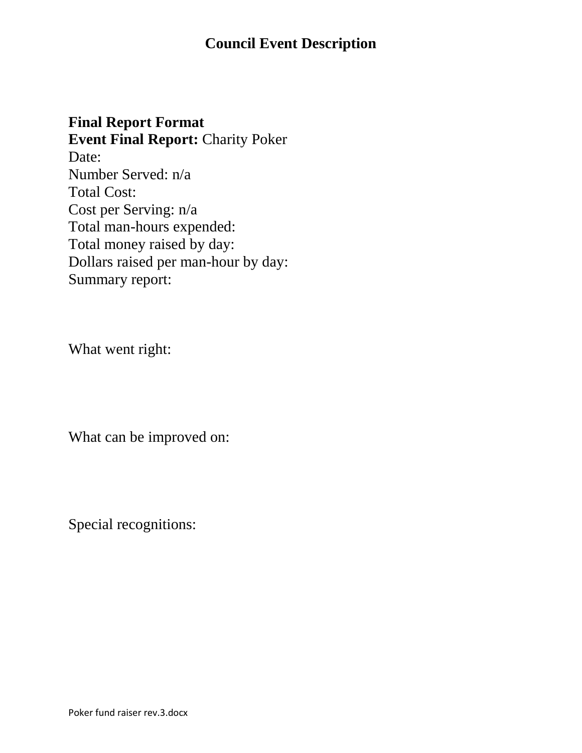# Council Event Description

**Final Report Format**
**Event Final Report:** Charity Poker
Date:
Number Served: n/a
Total Cost:
Cost per Serving: n/a
Total man-hours expended:
Total money raised by day:
Dollars raised per man-hour by day:
Summary report:

What went right:

What can be improved on:

Special recognitions: